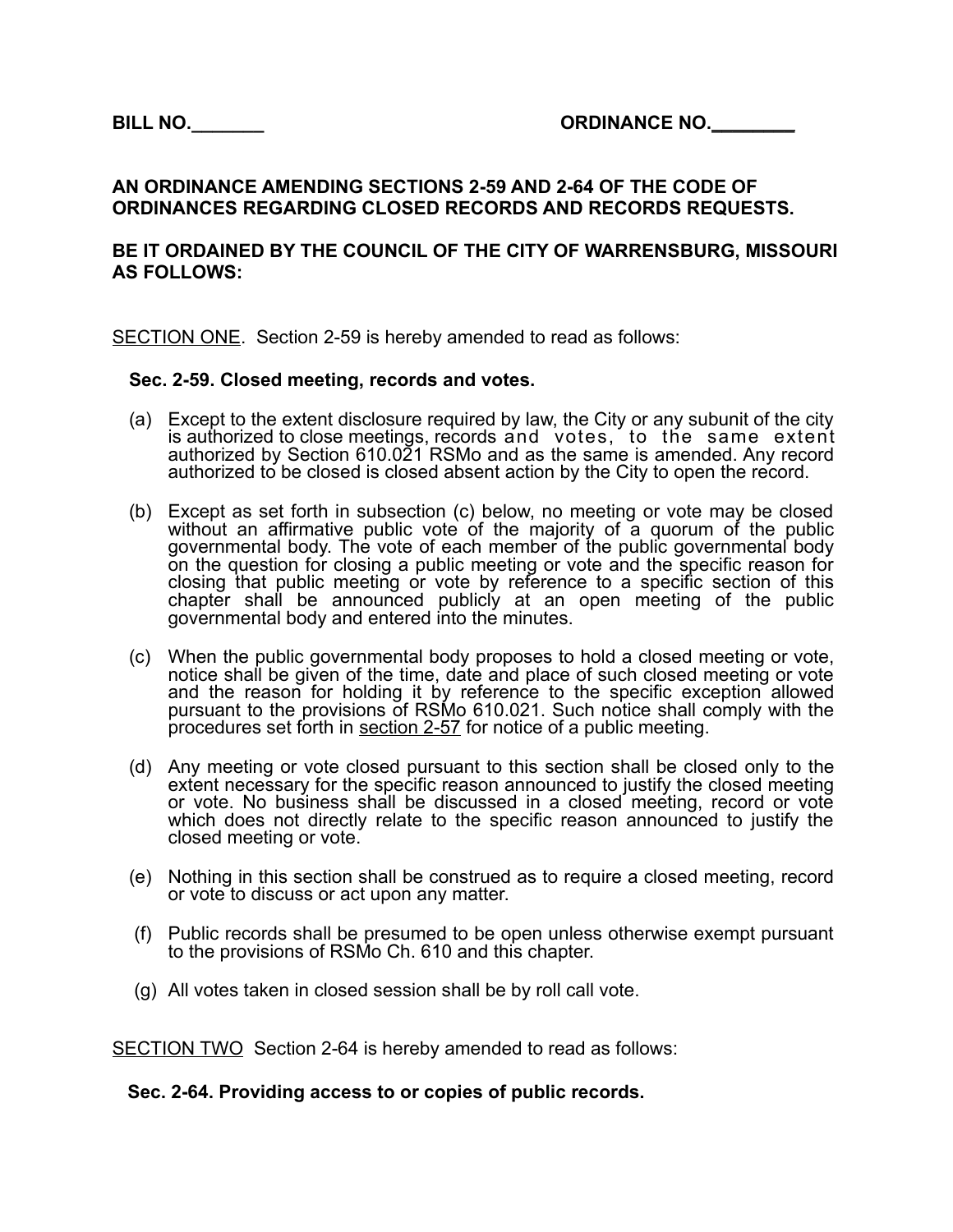**BILL NO.\_\_\_\_\_\_\_** **ORDINANCE NO.\_\_\_\_\_\_\_\_**

**AN ORDINANCE AMENDING SECTIONS 2-59 AND 2-64 OF THE CODE OF ORDINANCES REGARDING CLOSED RECORDS AND RECORDS REQUESTS.**

**BE IT ORDAINED BY THE COUNCIL OF THE CITY OF WARRENSBURG, MISSOURI AS FOLLOWS:**

<u>SECTION ONE</u>. Section 2-59 is hereby amended to read as follows:

**Sec. 2-59. Closed meeting, records and votes.**

(a) Except to the extent disclosure required by law, the City or any subunit of the city is authorized to close meetings, records and votes, to the same extent authorized by Section 610.021 RSMo and as the same is amended. Any record authorized to be closed is closed absent action by the City to open the record.

(b) Except as set forth in subsection (c) below, no meeting or vote may be closed without an affirmative public vote of the majority of a quorum of the public governmental body. The vote of each member of the public governmental body on the question for closing a public meeting or vote and the specific reason for closing that public meeting or vote by reference to a specific section of this chapter shall be announced publicly at an open meeting of the public governmental body and entered into the minutes.

(c) When the public governmental body proposes to hold a closed meeting or vote, notice shall be given of the time, date and place of such closed meeting or vote and the reason for holding it by reference to the specific exception allowed pursuant to the provisions of RSMo 610.021. Such notice shall comply with the procedures set forth in <u>section 2-57</u> for notice of a public meeting.

(d) Any meeting or vote closed pursuant to this section shall be closed only to the extent necessary for the specific reason announced to justify the closed meeting or vote. No business shall be discussed in a closed meeting, record or vote which does not directly relate to the specific reason announced to justify the closed meeting or vote.

(e) Nothing in this section shall be construed as to require a closed meeting, record or vote to discuss or act upon any matter.

(f) Public records shall be presumed to be open unless otherwise exempt pursuant to the provisions of RSMo Ch. 610 and this chapter.

(g) All votes taken in closed session shall be by roll call vote.

<u>SECTION TWO</u> Section 2-64 is hereby amended to read as follows:

**Sec. 2-64. Providing access to or copies of public records.**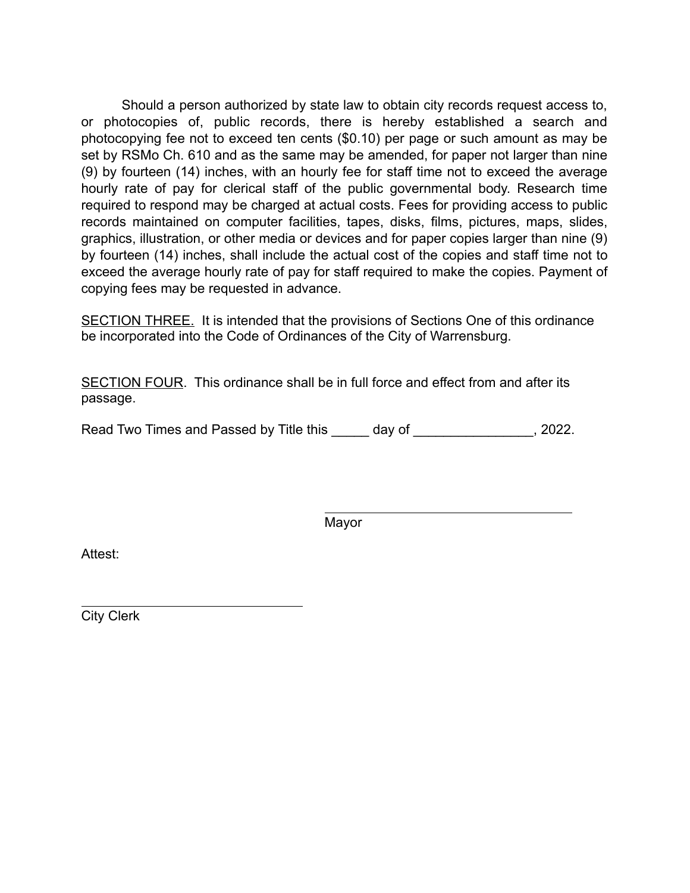Should a person authorized by state law to obtain city records request access to, or photocopies of, public records, there is hereby established a search and photocopying fee not to exceed ten cents ($0.10) per page or such amount as may be set by RSMo Ch. 610 and as the same may be amended, for paper not larger than nine (9) by fourteen (14) inches, with an hourly fee for staff time not to exceed the average hourly rate of pay for clerical staff of the public governmental body. Research time required to respond may be charged at actual costs. Fees for providing access to public records maintained on computer facilities, tapes, disks, films, pictures, maps, slides, graphics, illustration, or other media or devices and for paper copies larger than nine (9) by fourteen (14) inches, shall include the actual cost of the copies and staff time not to exceed the average hourly rate of pay for staff required to make the copies. Payment of copying fees may be requested in advance.

<u>SECTION THREE.</u> It is intended that the provisions of Sections One of this ordinance be incorporated into the Code of Ordinances of the City of Warrensburg.

<u>SECTION FOUR</u>. This ordinance shall be in full force and effect from and after its passage.

Read Two Times and Passed by Title this _____ day of ________________, 2022.

\_\_\_\_\_\_\_\_\_\_\_\_\_\_\_\_\_\_\_\_\_\_\_\_\_\_\_\_\_\_\_\_\_\_\_\_

Mayor

Attest:

\_\_\_\_\_\_\_\_\_\_\_\_\_\_\_\_\_\_\_\_\_\_\_\_\_\_\_\_\_\_\_\_

City Clerk